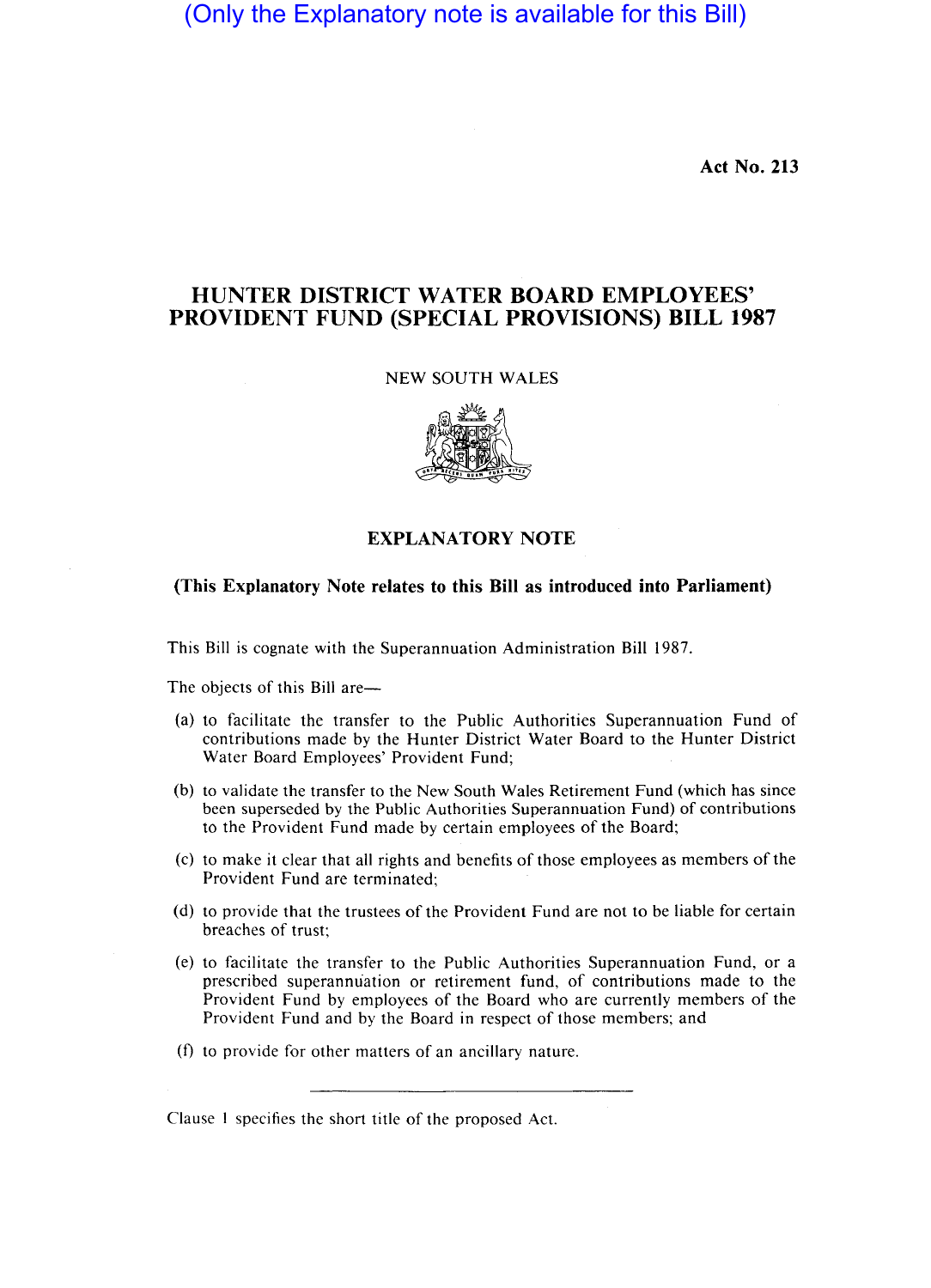(Only the Explanatory note is available for this Bill)

Act No. 213

# HUNTER DISTRICT WATER BOARD EMPLOYEES' PROVIDENT FUND (SPECIAL PROVISIONS) BILL 1987

NEW SOUTH WALES

## EXPLANATORY NOTE

**(This Explanatory Note relates to this Bill as introduced into Parliament)**

This Bill is cognate with the Superannuation Administration Bill 1987.

The objects of this Bill are—

(a) to facilitate the transfer to the Public Authorities Superannuation Fund of contributions made by the Hunter District Water Board to the Hunter District Water Board Employees' Provident Fund;

(b) to validate the transfer to the New South Wales Retirement Fund (which has since been superseded by the Public Authorities Superannuation Fund) of contributions to the Provident Fund made by certain employees of the Board;

(c) to make it clear that all rights and benefits of those employees as members of the Provident Fund are terminated;

(d) to provide that the trustees of the Provident Fund are not to be liable for certain breaches of trust;

(e) to facilitate the transfer to the Public Authorities Superannuation Fund, or a prescribed superannuation or retirement fund, of contributions made to the Provident Fund by employees of the Board who are currently members of the Provident Fund and by the Board in respect of those members; and

(f) to provide for other matters of an ancillary nature.

---

Clause 1 specifies the short title of the proposed Act.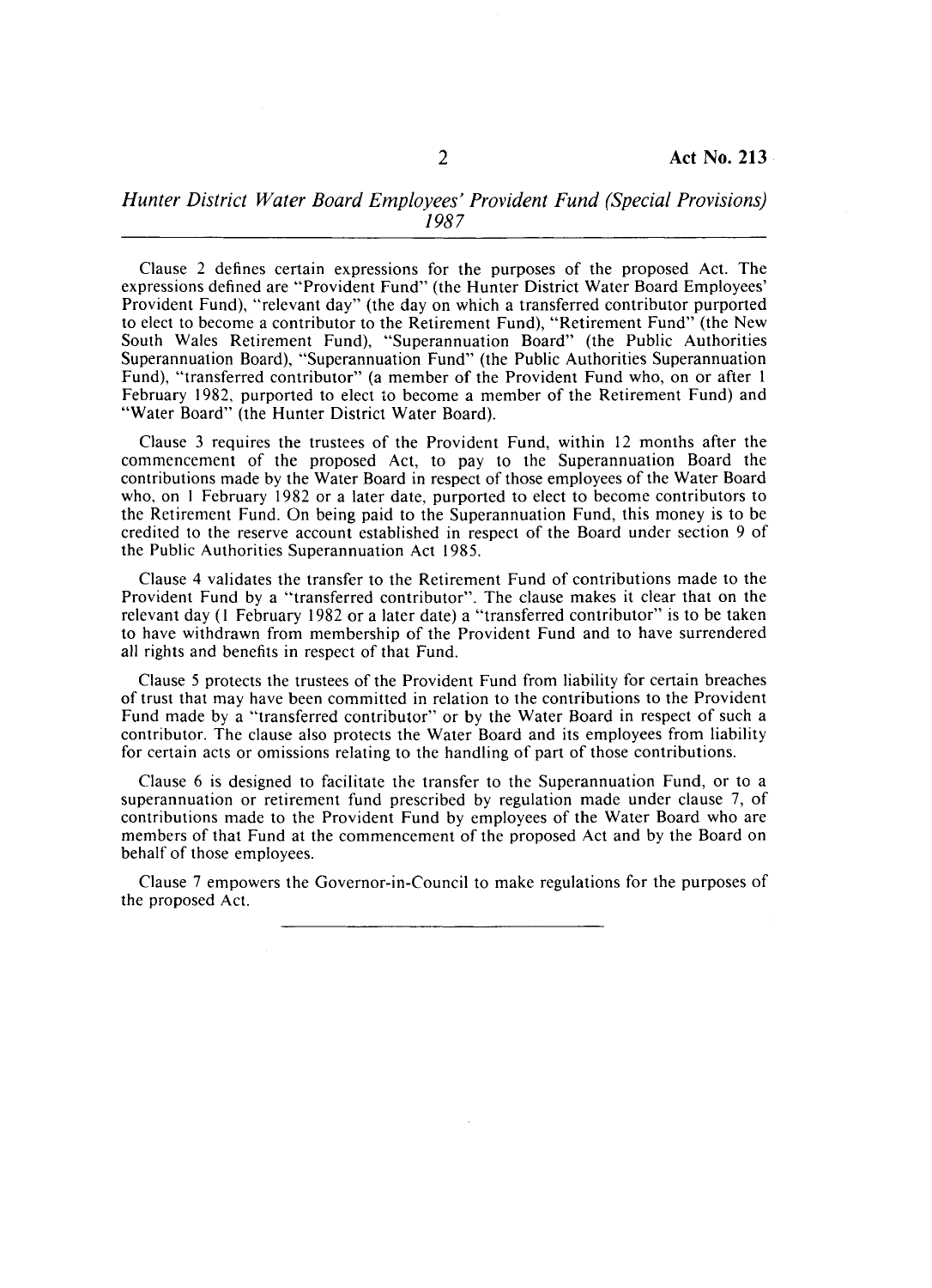Clause 2 defines certain expressions for the purposes of the proposed Act. The expressions defined are "Provident Fund" (the Hunter District Water Board Employees' Provident Fund), "relevant day" (the day on which a transferred contributor purported to elect to become a contributor to the Retirement Fund), "Retirement Fund" (the New South Wales Retirement Fund), "Superannuation Board" (the Public Authorities Superannuation Board), "Superannuation Fund" (the Public Authorities Superannuation Fund), "transferred contributor" (a member of the Provident Fund who, on or after 1 February 1982, purported to elect to become a member of the Retirement Fund) and "Water Board" (the Hunter District Water Board).

Clause 3 requires the trustees of the Provident Fund, within 12 months after the commencement of the proposed Act, to pay to the Superannuation Board the contributions made by the Water Board in respect of those employees of the Water Board who, on 1 February 1982 or a later date, purported to elect to become contributors to the Retirement Fund. On being paid to the Superannuation Fund, this money is to be credited to the reserve account established in respect of the Board under section 9 of the Public Authorities Superannuation Act 1985.

Clause 4 validates the transfer to the Retirement Fund of contributions made to the Provident Fund by a "transferred contributor". The clause makes it clear that on the relevant day (1 February 1982 or a later date) a "transferred contributor" is to be taken to have withdrawn from membership of the Provident Fund and to have surrendered all rights and benefits in respect of that Fund.

Clause 5 protects the trustees of the Provident Fund from liability for certain breaches of trust that may have been committed in relation to the contributions to the Provident Fund made by a "transferred contributor" or by the Water Board in respect of such a contributor. The clause also protects the Water Board and its employees from liability for certain acts or omissions relating to the handling of part of those contributions.

Clause 6 is designed to facilitate the transfer to the Superannuation Fund, or to a superannuation or retirement fund prescribed by regulation made under clause 7, of contributions made to the Provident Fund by employees of the Water Board who are members of that Fund at the commencement of the proposed Act and by the Board on behalf of those employees.

Clause 7 empowers the Governor-in-Council to make regulations for the purposes of the proposed Act.